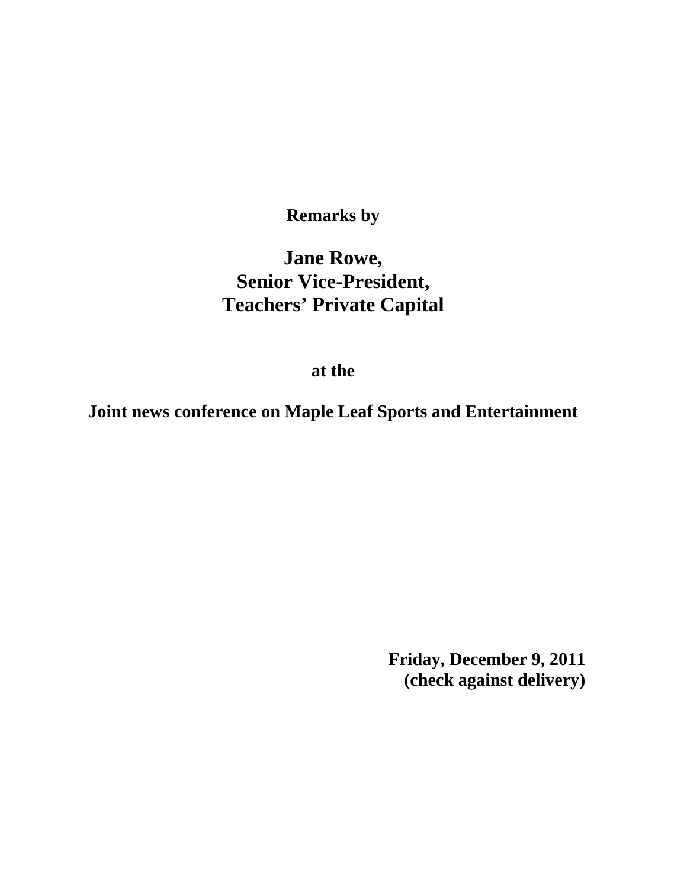**Remarks by**

# Jane Rowe,
# Senior Vice-President,
# Teachers' Private Capital

**at the**

**Joint news conference on Maple Leaf Sports and Entertainment**

**Friday, December 9, 2011**
**(check against delivery)**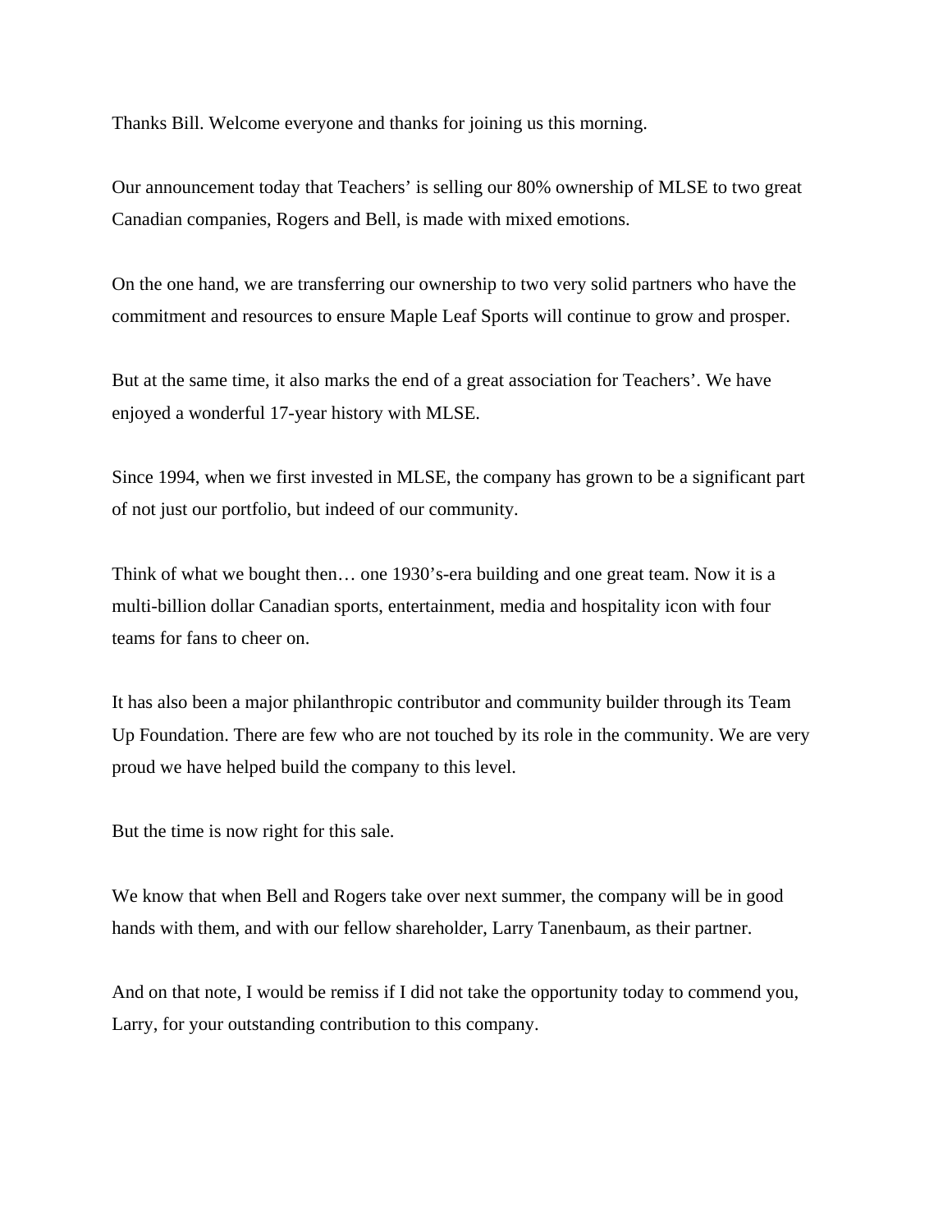Thanks Bill. Welcome everyone and thanks for joining us this morning.

Our announcement today that Teachers' is selling our 80% ownership of MLSE to two great Canadian companies, Rogers and Bell, is made with mixed emotions.

On the one hand, we are transferring our ownership to two very solid partners who have the commitment and resources to ensure Maple Leaf Sports will continue to grow and prosper.

But at the same time, it also marks the end of a great association for Teachers'. We have enjoyed a wonderful 17-year history with MLSE.

Since 1994, when we first invested in MLSE, the company has grown to be a significant part of not just our portfolio, but indeed of our community.

Think of what we bought then… one 1930's-era building and one great team. Now it is a multi-billion dollar Canadian sports, entertainment, media and hospitality icon with four teams for fans to cheer on.

It has also been a major philanthropic contributor and community builder through its Team Up Foundation. There are few who are not touched by its role in the community. We are very proud we have helped build the company to this level.

But the time is now right for this sale.

We know that when Bell and Rogers take over next summer, the company will be in good hands with them, and with our fellow shareholder, Larry Tanenbaum, as their partner.

And on that note, I would be remiss if I did not take the opportunity today to commend you, Larry, for your outstanding contribution to this company.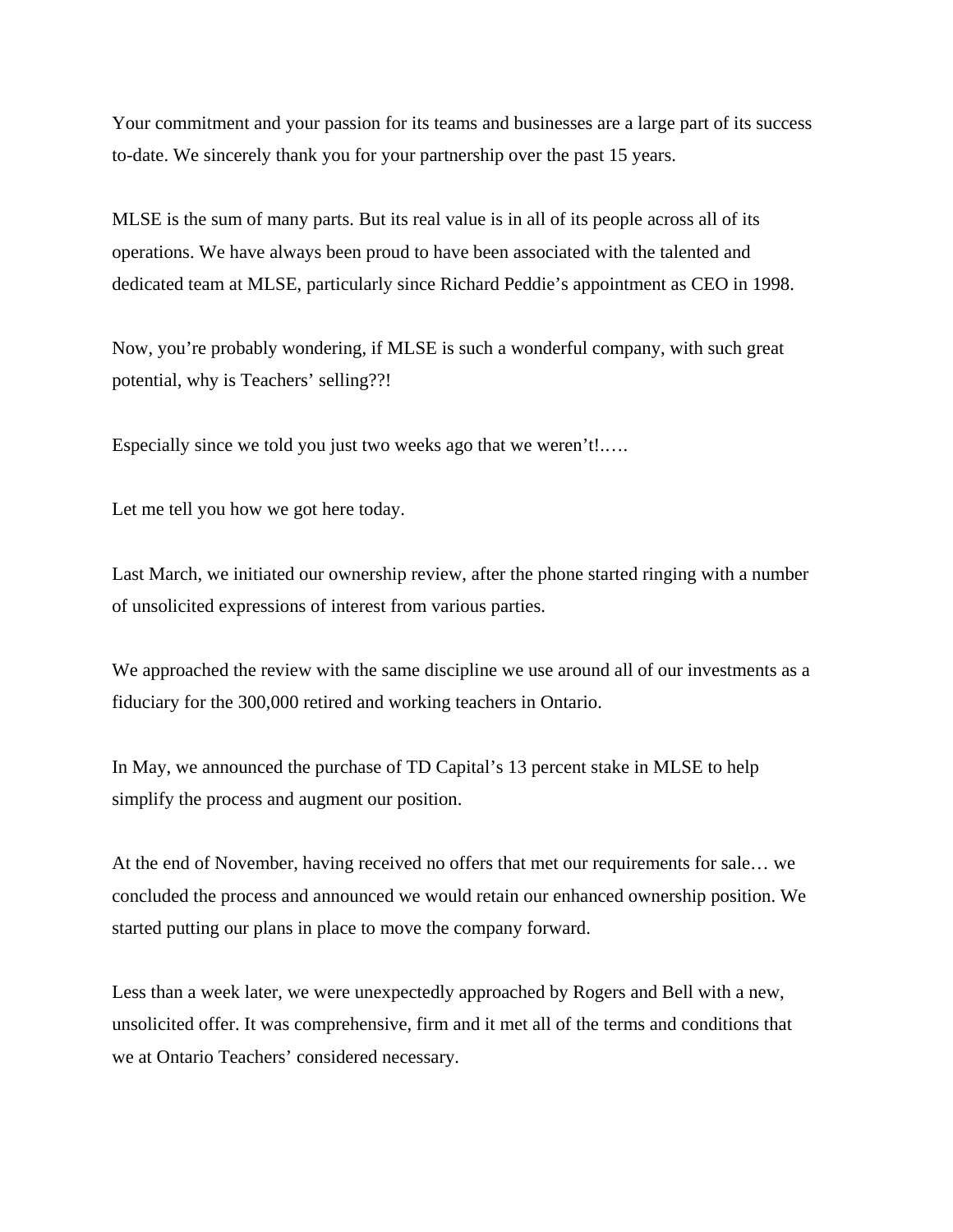Your commitment and your passion for its teams and businesses are a large part of its success to-date. We sincerely thank you for your partnership over the past 15 years.

MLSE is the sum of many parts. But its real value is in all of its people across all of its operations. We have always been proud to have been associated with the talented and dedicated team at MLSE, particularly since Richard Peddie's appointment as CEO in 1998.

Now, you're probably wondering, if MLSE is such a wonderful company, with such great potential, why is Teachers' selling??!

Especially since we told you just two weeks ago that we weren't!..…

Let me tell you how we got here today.

Last March, we initiated our ownership review, after the phone started ringing with a number of unsolicited expressions of interest from various parties.

We approached the review with the same discipline we use around all of our investments as a fiduciary for the 300,000 retired and working teachers in Ontario.

In May, we announced the purchase of TD Capital's 13 percent stake in MLSE to help simplify the process and augment our position.

At the end of November, having received no offers that met our requirements for sale… we concluded the process and announced we would retain our enhanced ownership position. We started putting our plans in place to move the company forward.

Less than a week later, we were unexpectedly approached by Rogers and Bell with a new, unsolicited offer. It was comprehensive, firm and it met all of the terms and conditions that we at Ontario Teachers' considered necessary.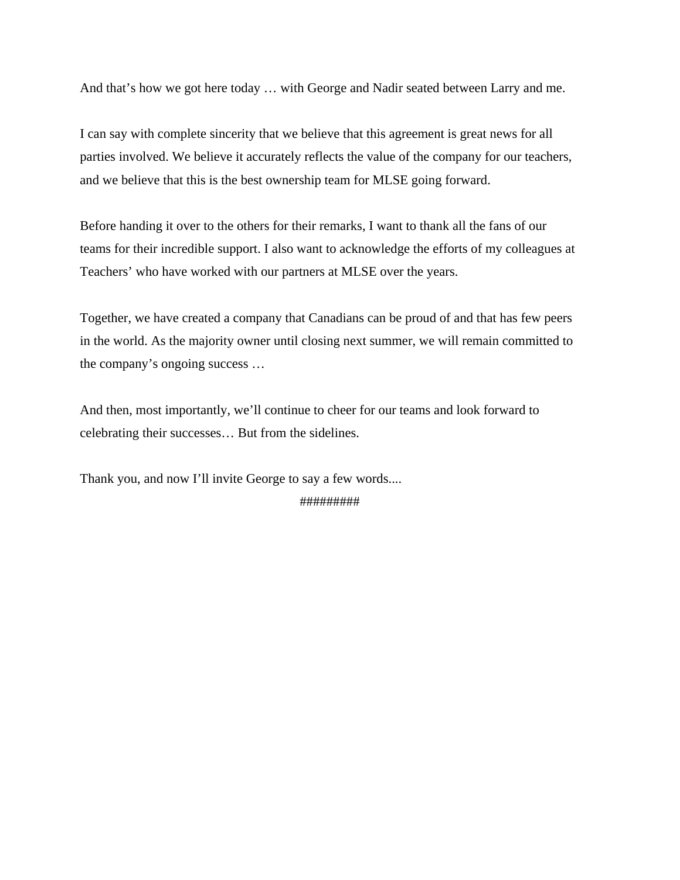And that’s how we got here today … with George and Nadir seated between Larry and me.

I can say with complete sincerity that we believe that this agreement is great news for all parties involved. We believe it accurately reflects the value of the company for our teachers, and we believe that this is the best ownership team for MLSE going forward.

Before handing it over to the others for their remarks, I want to thank all the fans of our teams for their incredible support. I also want to acknowledge the efforts of my colleagues at Teachers’ who have worked with our partners at MLSE over the years.

Together, we have created a company that Canadians can be proud of and that has few peers in the world. As the majority owner until closing next summer, we will remain committed to the company’s ongoing success …

And then, most importantly, we’ll continue to cheer for our teams and look forward to celebrating their successes… But from the sidelines.

Thank you, and now I’ll invite George to say a few words....

#########